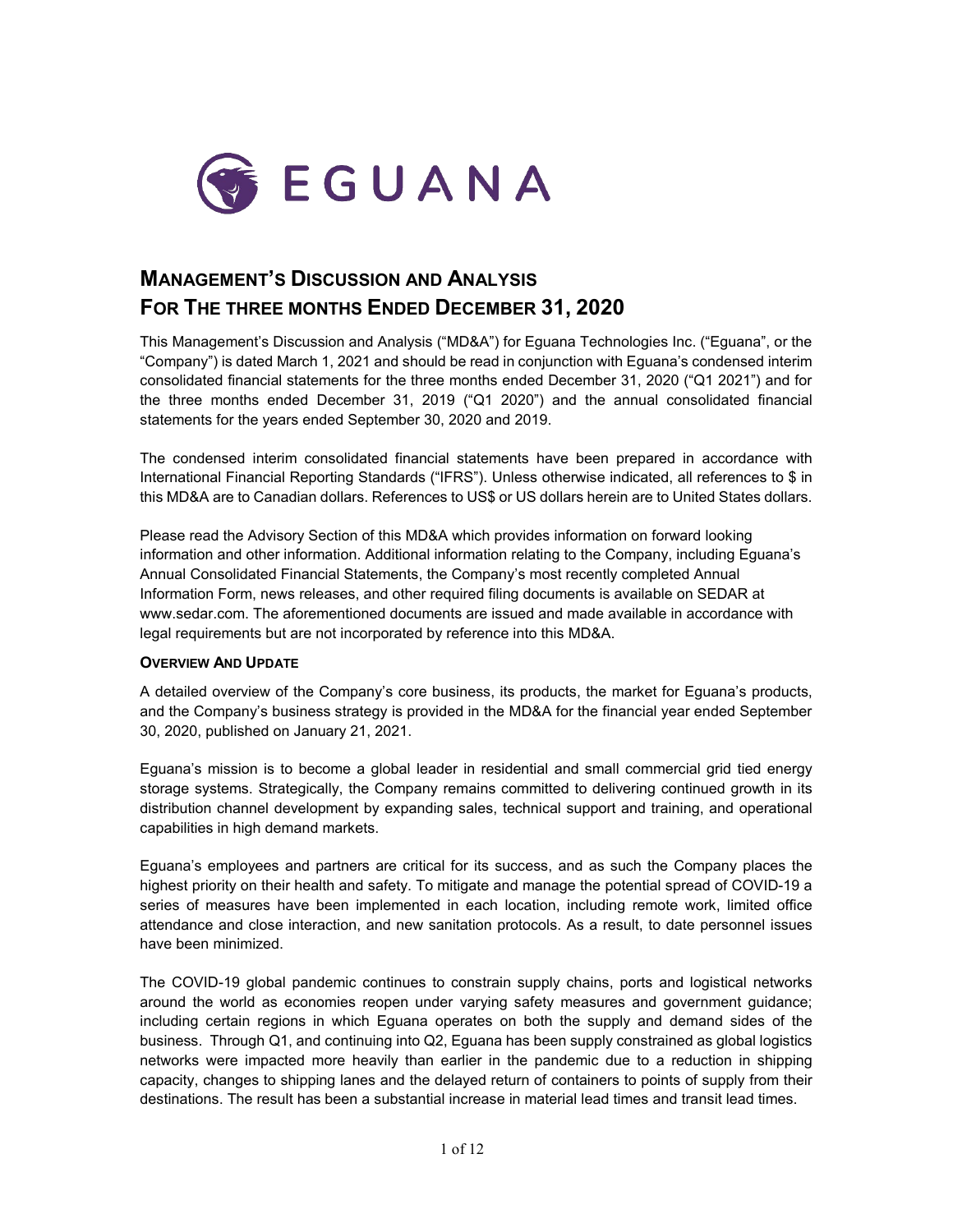# EGUANA

# MANAGEMENT'S DISCUSSION AND ANALYSIS
# FOR THE THREE MONTHS ENDED DECEMBER 31, 2020

This Management's Discussion and Analysis ("MD&A") for Eguana Technologies Inc. ("Eguana", or the "Company") is dated March 1, 2021 and should be read in conjunction with Eguana's condensed interim consolidated financial statements for the three months ended December 31, 2020 ("Q1 2021") and for the three months ended December 31, 2019 ("Q1 2020") and the annual consolidated financial statements for the years ended September 30, 2020 and 2019.

The condensed interim consolidated financial statements have been prepared in accordance with International Financial Reporting Standards ("IFRS"). Unless otherwise indicated, all references to $ in this MD&A are to Canadian dollars. References to US$ or US dollars herein are to United States dollars.

Please read the Advisory Section of this MD&A which provides information on forward looking information and other information. Additional information relating to the Company, including Eguana's Annual Consolidated Financial Statements, the Company's most recently completed Annual Information Form, news releases, and other required filing documents is available on SEDAR at www.sedar.com. The aforementioned documents are issued and made available in accordance with legal requirements but are not incorporated by reference into this MD&A.

#### OVERVIEW AND UPDATE

A detailed overview of the Company's core business, its products, the market for Eguana's products, and the Company's business strategy is provided in the MD&A for the financial year ended September 30, 2020, published on January 21, 2021.

Eguana's mission is to become a global leader in residential and small commercial grid tied energy storage systems. Strategically, the Company remains committed to delivering continued growth in its distribution channel development by expanding sales, technical support and training, and operational capabilities in high demand markets.

Eguana's employees and partners are critical for its success, and as such the Company places the highest priority on their health and safety. To mitigate and manage the potential spread of COVID-19 a series of measures have been implemented in each location, including remote work, limited office attendance and close interaction, and new sanitation protocols. As a result, to date personnel issues have been minimized.

The COVID-19 global pandemic continues to constrain supply chains, ports and logistical networks around the world as economies reopen under varying safety measures and government guidance; including certain regions in which Eguana operates on both the supply and demand sides of the business. Through Q1, and continuing into Q2, Eguana has been supply constrained as global logistics networks were impacted more heavily than earlier in the pandemic due to a reduction in shipping capacity, changes to shipping lanes and the delayed return of containers to points of supply from their destinations. The result has been a substantial increase in material lead times and transit lead times.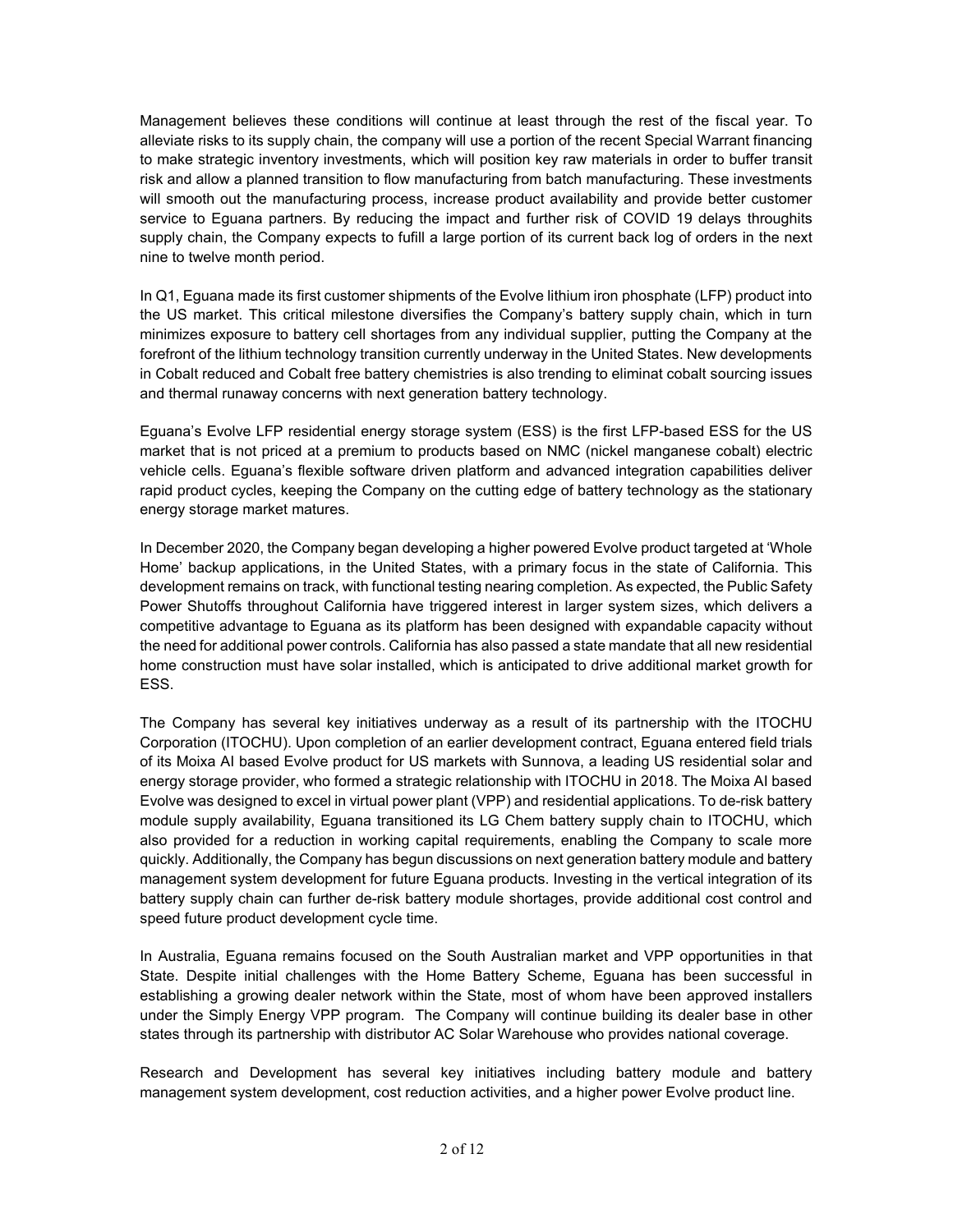Management believes these conditions will continue at least through the rest of the fiscal year. To alleviate risks to its supply chain, the company will use a portion of the recent Special Warrant financing to make strategic inventory investments, which will position key raw materials in order to buffer transit risk and allow a planned transition to flow manufacturing from batch manufacturing. These investments will smooth out the manufacturing process, increase product availability and provide better customer service to Eguana partners. By reducing the impact and further risk of COVID 19 delays throughits supply chain, the Company expects to fufill a large portion of its current back log of orders in the next nine to twelve month period.

In Q1, Eguana made its first customer shipments of the Evolve lithium iron phosphate (LFP) product into the US market. This critical milestone diversifies the Company's battery supply chain, which in turn minimizes exposure to battery cell shortages from any individual supplier, putting the Company at the forefront of the lithium technology transition currently underway in the United States. New developments in Cobalt reduced and Cobalt free battery chemistries is also trending to eliminat cobalt sourcing issues and thermal runaway concerns with next generation battery technology.

Eguana's Evolve LFP residential energy storage system (ESS) is the first LFP-based ESS for the US market that is not priced at a premium to products based on NMC (nickel manganese cobalt) electric vehicle cells. Eguana's flexible software driven platform and advanced integration capabilities deliver rapid product cycles, keeping the Company on the cutting edge of battery technology as the stationary energy storage market matures.

In December 2020, the Company began developing a higher powered Evolve product targeted at 'Whole Home' backup applications, in the United States, with a primary focus in the state of California. This development remains on track, with functional testing nearing completion. As expected, the Public Safety Power Shutoffs throughout California have triggered interest in larger system sizes, which delivers a competitive advantage to Eguana as its platform has been designed with expandable capacity without the need for additional power controls. California has also passed a state mandate that all new residential home construction must have solar installed, which is anticipated to drive additional market growth for ESS.

The Company has several key initiatives underway as a result of its partnership with the ITOCHU Corporation (ITOCHU). Upon completion of an earlier development contract, Eguana entered field trials of its Moixa AI based Evolve product for US markets with Sunnova, a leading US residential solar and energy storage provider, who formed a strategic relationship with ITOCHU in 2018. The Moixa AI based Evolve was designed to excel in virtual power plant (VPP) and residential applications. To de-risk battery module supply availability, Eguana transitioned its LG Chem battery supply chain to ITOCHU, which also provided for a reduction in working capital requirements, enabling the Company to scale more quickly. Additionally, the Company has begun discussions on next generation battery module and battery management system development for future Eguana products. Investing in the vertical integration of its battery supply chain can further de-risk battery module shortages, provide additional cost control and speed future product development cycle time.

In Australia, Eguana remains focused on the South Australian market and VPP opportunities in that State. Despite initial challenges with the Home Battery Scheme, Eguana has been successful in establishing a growing dealer network within the State, most of whom have been approved installers under the Simply Energy VPP program. The Company will continue building its dealer base in other states through its partnership with distributor AC Solar Warehouse who provides national coverage.

Research and Development has several key initiatives including battery module and battery management system development, cost reduction activities, and a higher power Evolve product line.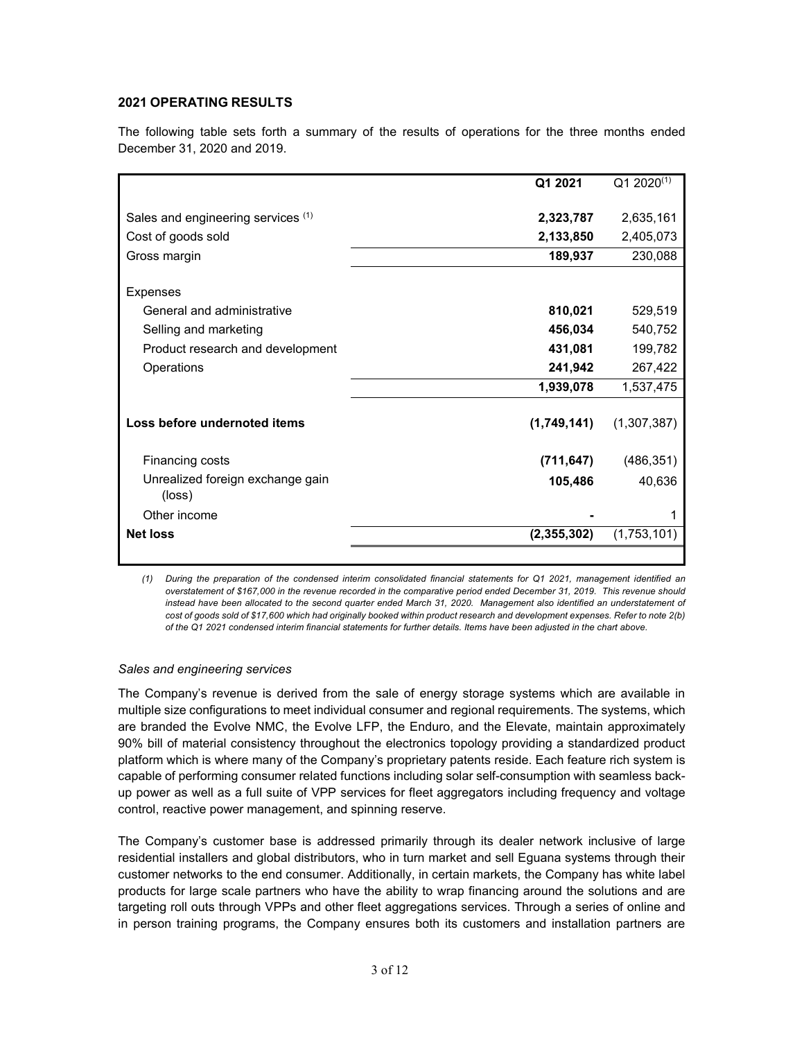## 2021 OPERATING RESULTS

The following table sets forth a summary of the results of operations for the three months ended December 31, 2020 and 2019.

| | Q1 2021 | Q1 2020(1) |
|---|---|---|
| Sales and engineering services (1) | **2,323,787** | 2,635,161 |
| Cost of goods sold | **2,133,850** | 2,405,073 |
| Gross margin | **189,937** | 230,088 |
| Expenses | | |
| General and administrative | **810,021** | 529,519 |
| Selling and marketing | **456,034** | 540,752 |
| Product research and development | **431,081** | 199,782 |
| Operations | **241,942** | 267,422 |
| | **1,939,078** | 1,537,475 |
| **Loss before undernoted items** | **(1,749,141)** | (1,307,387) |
| Financing costs | **(711,647)** | (486,351) |
| Unrealized foreign exchange gain (loss) | **105,486** | 40,636 |
| Other income | **-** | 1 |
| **Net loss** | **(2,355,302)** | (1,753,101) |

*(1) During the preparation of the condensed interim consolidated financial statements for Q1 2021, management identified an overstatement of $167,000 in the revenue recorded in the comparative period ended December 31, 2019. This revenue should instead have been allocated to the second quarter ended March 31, 2020. Management also identified an understatement of cost of goods sold of $17,600 which had originally booked within product research and development expenses. Refer to note 2(b) of the Q1 2021 condensed interim financial statements for further details. Items have been adjusted in the chart above.*

*Sales and engineering services*

The Company's revenue is derived from the sale of energy storage systems which are available in multiple size configurations to meet individual consumer and regional requirements. The systems, which are branded the Evolve NMC, the Evolve LFP, the Enduro, and the Elevate, maintain approximately 90% bill of material consistency throughout the electronics topology providing a standardized product platform which is where many of the Company's proprietary patents reside. Each feature rich system is capable of performing consumer related functions including solar self-consumption with seamless back-up power as well as a full suite of VPP services for fleet aggregators including frequency and voltage control, reactive power management, and spinning reserve.

The Company's customer base is addressed primarily through its dealer network inclusive of large residential installers and global distributors, who in turn market and sell Eguana systems through their customer networks to the end consumer. Additionally, in certain markets, the Company has white label products for large scale partners who have the ability to wrap financing around the solutions and are targeting roll outs through VPPs and other fleet aggregations services. Through a series of online and in person training programs, the Company ensures both its customers and installation partners are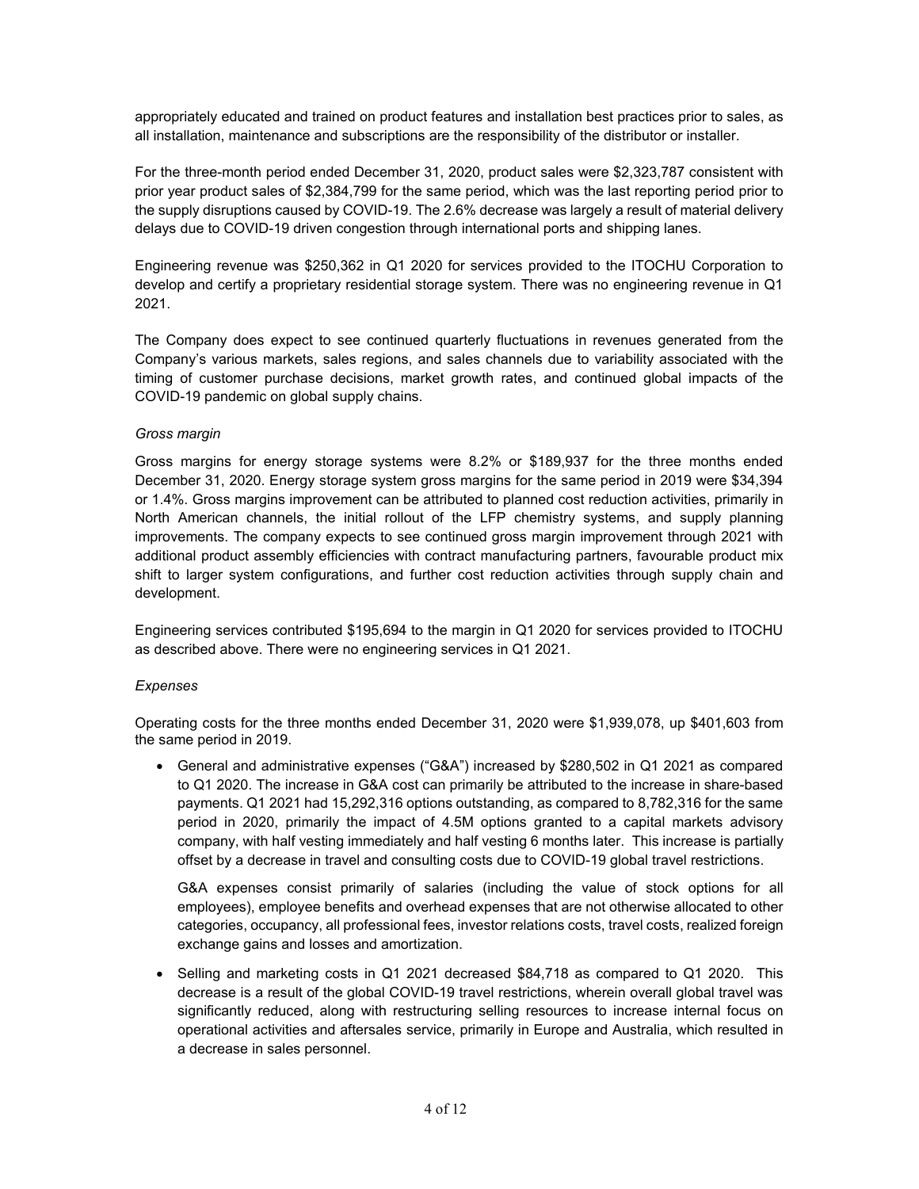appropriately educated and trained on product features and installation best practices prior to sales, as all installation, maintenance and subscriptions are the responsibility of the distributor or installer.

For the three-month period ended December 31, 2020, product sales were $2,323,787 consistent with prior year product sales of $2,384,799 for the same period, which was the last reporting period prior to the supply disruptions caused by COVID-19. The 2.6% decrease was largely a result of material delivery delays due to COVID-19 driven congestion through international ports and shipping lanes.

Engineering revenue was $250,362 in Q1 2020 for services provided to the ITOCHU Corporation to develop and certify a proprietary residential storage system. There was no engineering revenue in Q1 2021.

The Company does expect to see continued quarterly fluctuations in revenues generated from the Company's various markets, sales regions, and sales channels due to variability associated with the timing of customer purchase decisions, market growth rates, and continued global impacts of the COVID-19 pandemic on global supply chains.

*Gross margin*

Gross margins for energy storage systems were 8.2% or $189,937 for the three months ended December 31, 2020. Energy storage system gross margins for the same period in 2019 were $34,394 or 1.4%. Gross margins improvement can be attributed to planned cost reduction activities, primarily in North American channels, the initial rollout of the LFP chemistry systems, and supply planning improvements. The company expects to see continued gross margin improvement through 2021 with additional product assembly efficiencies with contract manufacturing partners, favourable product mix shift to larger system configurations, and further cost reduction activities through supply chain and development.

Engineering services contributed $195,694 to the margin in Q1 2020 for services provided to ITOCHU as described above. There were no engineering services in Q1 2021.

*Expenses*

Operating costs for the three months ended December 31, 2020 were $1,939,078, up $401,603 from the same period in 2019.

- General and administrative expenses ("G&A") increased by $280,502 in Q1 2021 as compared to Q1 2020. The increase in G&A cost can primarily be attributed to the increase in share-based payments. Q1 2021 had 15,292,316 options outstanding, as compared to 8,782,316 for the same period in 2020, primarily the impact of 4.5M options granted to a capital markets advisory company, with half vesting immediately and half vesting 6 months later. This increase is partially offset by a decrease in travel and consulting costs due to COVID-19 global travel restrictions.

  G&A expenses consist primarily of salaries (including the value of stock options for all employees), employee benefits and overhead expenses that are not otherwise allocated to other categories, occupancy, all professional fees, investor relations costs, travel costs, realized foreign exchange gains and losses and amortization.

- Selling and marketing costs in Q1 2021 decreased $84,718 as compared to Q1 2020. This decrease is a result of the global COVID-19 travel restrictions, wherein overall global travel was significantly reduced, along with restructuring selling resources to increase internal focus on operational activities and aftersales service, primarily in Europe and Australia, which resulted in a decrease in sales personnel.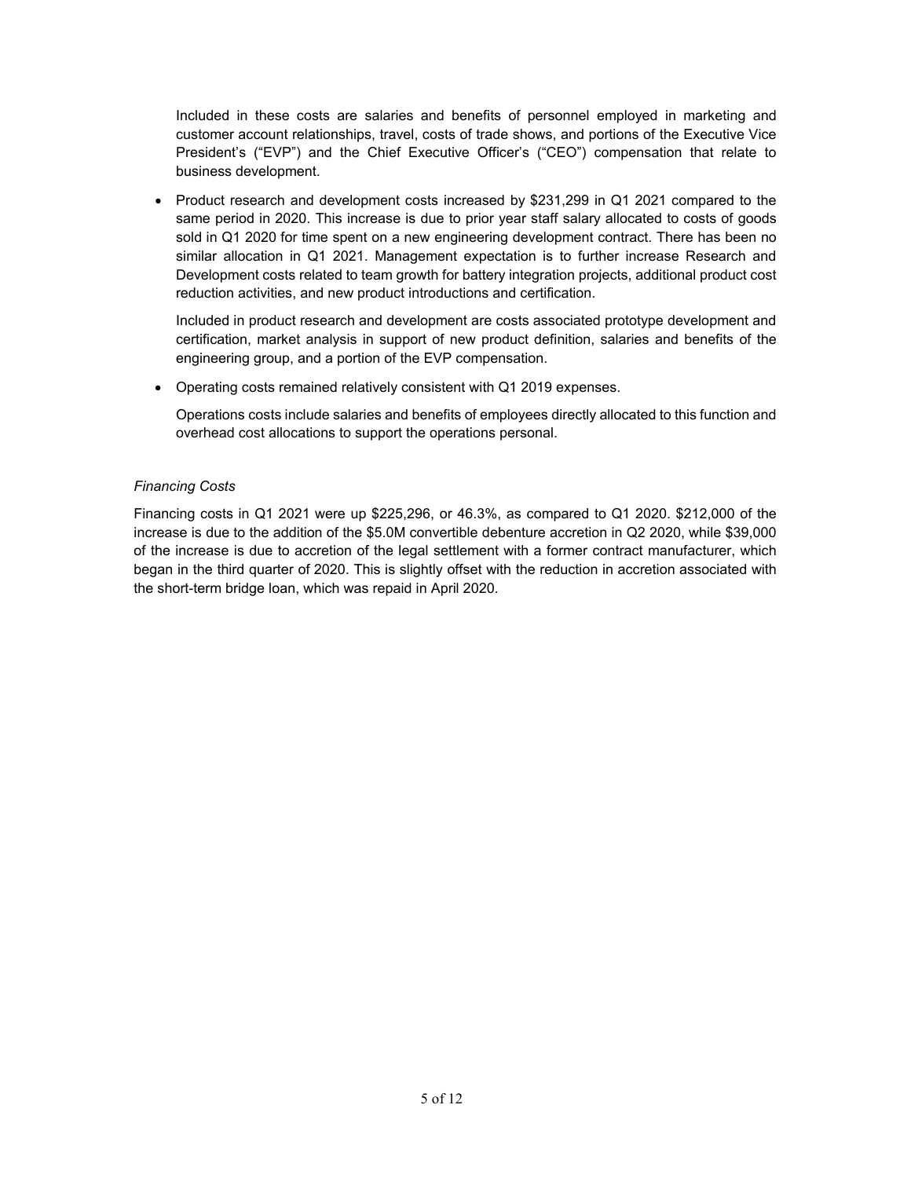Included in these costs are salaries and benefits of personnel employed in marketing and customer account relationships, travel, costs of trade shows, and portions of the Executive Vice President's ("EVP") and the Chief Executive Officer's ("CEO") compensation that relate to business development.

- Product research and development costs increased by $231,299 in Q1 2021 compared to the same period in 2020. This increase is due to prior year staff salary allocated to costs of goods sold in Q1 2020 for time spent on a new engineering development contract. There has been no similar allocation in Q1 2021. Management expectation is to further increase Research and Development costs related to team growth for battery integration projects, additional product cost reduction activities, and new product introductions and certification.

  Included in product research and development are costs associated prototype development and certification, market analysis in support of new product definition, salaries and benefits of the engineering group, and a portion of the EVP compensation.

- Operating costs remained relatively consistent with Q1 2019 expenses.

  Operations costs include salaries and benefits of employees directly allocated to this function and overhead cost allocations to support the operations personal.

*Financing Costs*

Financing costs in Q1 2021 were up $225,296, or 46.3%, as compared to Q1 2020. $212,000 of the increase is due to the addition of the $5.0M convertible debenture accretion in Q2 2020, while $39,000 of the increase is due to accretion of the legal settlement with a former contract manufacturer, which began in the third quarter of 2020. This is slightly offset with the reduction in accretion associated with the short-term bridge loan, which was repaid in April 2020.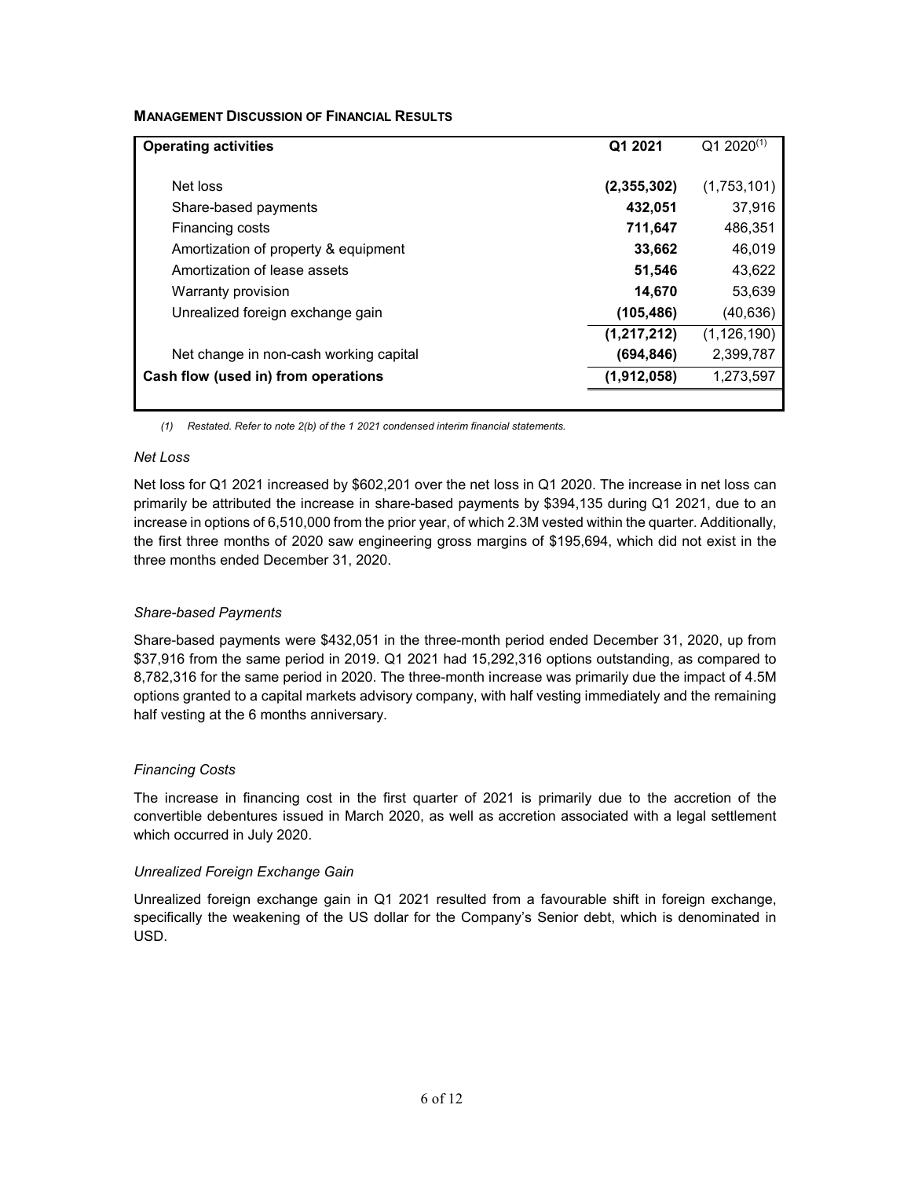**MANAGEMENT DISCUSSION OF FINANCIAL RESULTS**

| **Operating activities** | **Q1 2021** | Q1 2020(1) |
|---|---|---|
| Net loss | **(2,355,302)** | (1,753,101) |
| Share-based payments | **432,051** | 37,916 |
| Financing costs | **711,647** | 486,351 |
| Amortization of property & equipment | **33,662** | 46,019 |
| Amortization of lease assets | **51,546** | 43,622 |
| Warranty provision | **14,670** | 53,639 |
| Unrealized foreign exchange gain | **(105,486)** | (40,636) |
| | **(1,217,212)** | (1,126,190) |
| Net change in non-cash working capital | **(694,846)** | 2,399,787 |
| **Cash flow (used in) from operations** | **(1,912,058)** | 1,273,597 |

*(1) Restated. Refer to note 2(b) of the 1 2021 condensed interim financial statements.*

### *Net Loss*

Net loss for Q1 2021 increased by $602,201 over the net loss in Q1 2020. The increase in net loss can primarily be attributed the increase in share-based payments by $394,135 during Q1 2021, due to an increase in options of 6,510,000 from the prior year, of which 2.3M vested within the quarter. Additionally, the first three months of 2020 saw engineering gross margins of $195,694, which did not exist in the three months ended December 31, 2020.

### *Share-based Payments*

Share-based payments were $432,051 in the three-month period ended December 31, 2020, up from $37,916 from the same period in 2019. Q1 2021 had 15,292,316 options outstanding, as compared to 8,782,316 for the same period in 2020. The three-month increase was primarily due the impact of 4.5M options granted to a capital markets advisory company, with half vesting immediately and the remaining half vesting at the 6 months anniversary.

### *Financing Costs*

The increase in financing cost in the first quarter of 2021 is primarily due to the accretion of the convertible debentures issued in March 2020, as well as accretion associated with a legal settlement which occurred in July 2020.

### *Unrealized Foreign Exchange Gain*

Unrealized foreign exchange gain in Q1 2021 resulted from a favourable shift in foreign exchange, specifically the weakening of the US dollar for the Company's Senior debt, which is denominated in USD.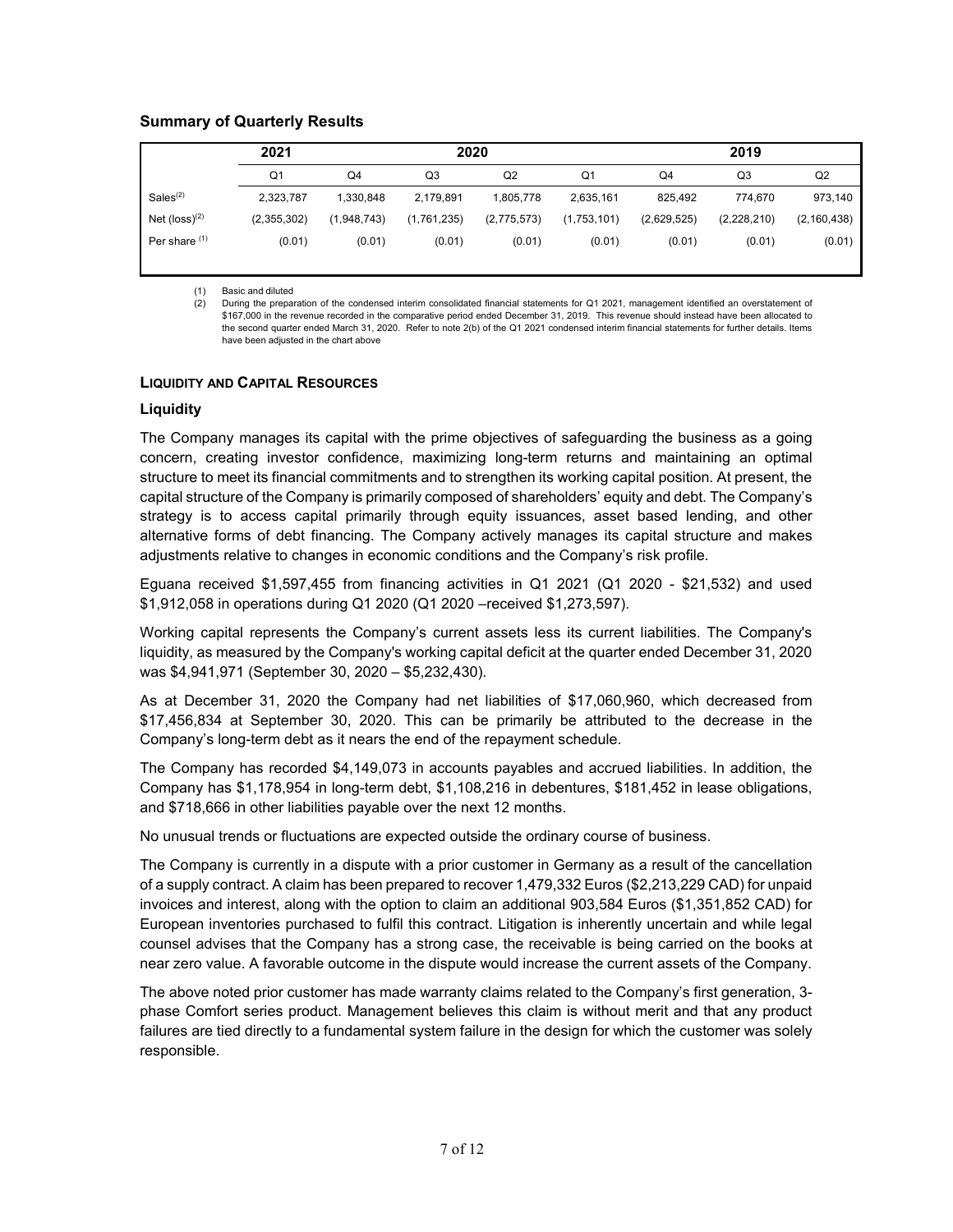### Summary of Quarterly Results

| | 2021 | 2020 | | | | 2019 | | |
|---|---|---|---|---|---|---|---|---|
| | Q1 | Q4 | Q3 | Q2 | Q1 | Q4 | Q3 | Q2 |
| Sales[(2)] | 2,323,787 | 1,330,848 | 2,179,891 | 1,805,778 | 2,635,161 | 825,492 | 774,670 | 973,140 |
| Net (loss)[(2)] | (2,355,302) | (1,948,743) | (1,761,235) | (2,775,573) | (1,753,101) | (2,629,525) | (2,228,210) | (2,160,438) |
| Per share [(1)] | (0.01) | (0.01) | (0.01) | (0.01) | (0.01) | (0.01) | (0.01) | (0.01) |

(1) Basic and diluted
(2) During the preparation of the condensed interim consolidated financial statements for Q1 2021, management identified an overstatement of $167,000 in the revenue recorded in the comparative period ended December 31, 2019. This revenue should instead have been allocated to the second quarter ended March 31, 2020. Refer to note 2(b) of the Q1 2021 condensed interim financial statements for further details. Items have been adjusted in the chart above

## LIQUIDITY AND CAPITAL RESOURCES

### Liquidity

The Company manages its capital with the prime objectives of safeguarding the business as a going concern, creating investor confidence, maximizing long-term returns and maintaining an optimal structure to meet its financial commitments and to strengthen its working capital position. At present, the capital structure of the Company is primarily composed of shareholders' equity and debt. The Company's strategy is to access capital primarily through equity issuances, asset based lending, and other alternative forms of debt financing. The Company actively manages its capital structure and makes adjustments relative to changes in economic conditions and the Company's risk profile.

Eguana received $1,597,455 from financing activities in Q1 2021 (Q1 2020 - $21,532) and used $1,912,058 in operations during Q1 2020 (Q1 2020 –received $1,273,597).

Working capital represents the Company's current assets less its current liabilities. The Company's liquidity, as measured by the Company's working capital deficit at the quarter ended December 31, 2020 was $4,941,971 (September 30, 2020 – $5,232,430).

As at December 31, 2020 the Company had net liabilities of $17,060,960, which decreased from $17,456,834 at September 30, 2020. This can be primarily be attributed to the decrease in the Company's long-term debt as it nears the end of the repayment schedule.

The Company has recorded $4,149,073 in accounts payables and accrued liabilities. In addition, the Company has $1,178,954 in long-term debt, $1,108,216 in debentures, $181,452 in lease obligations, and $718,666 in other liabilities payable over the next 12 months.

No unusual trends or fluctuations are expected outside the ordinary course of business.

The Company is currently in a dispute with a prior customer in Germany as a result of the cancellation of a supply contract. A claim has been prepared to recover 1,479,332 Euros ($2,213,229 CAD) for unpaid invoices and interest, along with the option to claim an additional 903,584 Euros ($1,351,852 CAD) for European inventories purchased to fulfil this contract. Litigation is inherently uncertain and while legal counsel advises that the Company has a strong case, the receivable is being carried on the books at near zero value. A favorable outcome in the dispute would increase the current assets of the Company.

The above noted prior customer has made warranty claims related to the Company's first generation, 3-phase Comfort series product. Management believes this claim is without merit and that any product failures are tied directly to a fundamental system failure in the design for which the customer was solely responsible.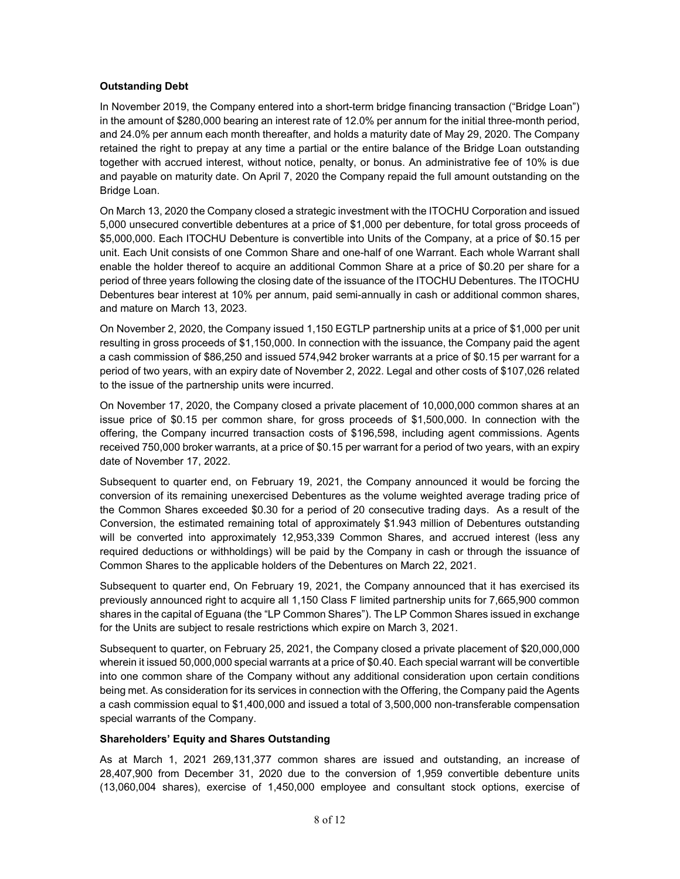**Outstanding Debt**

In November 2019, the Company entered into a short-term bridge financing transaction ("Bridge Loan") in the amount of $280,000 bearing an interest rate of 12.0% per annum for the initial three-month period, and 24.0% per annum each month thereafter, and holds a maturity date of May 29, 2020. The Company retained the right to prepay at any time a partial or the entire balance of the Bridge Loan outstanding together with accrued interest, without notice, penalty, or bonus. An administrative fee of 10% is due and payable on maturity date. On April 7, 2020 the Company repaid the full amount outstanding on the Bridge Loan.

On March 13, 2020 the Company closed a strategic investment with the ITOCHU Corporation and issued 5,000 unsecured convertible debentures at a price of $1,000 per debenture, for total gross proceeds of $5,000,000. Each ITOCHU Debenture is convertible into Units of the Company, at a price of $0.15 per unit. Each Unit consists of one Common Share and one-half of one Warrant. Each whole Warrant shall enable the holder thereof to acquire an additional Common Share at a price of $0.20 per share for a period of three years following the closing date of the issuance of the ITOCHU Debentures. The ITOCHU Debentures bear interest at 10% per annum, paid semi-annually in cash or additional common shares, and mature on March 13, 2023.

On November 2, 2020, the Company issued 1,150 EGTLP partnership units at a price of $1,000 per unit resulting in gross proceeds of $1,150,000. In connection with the issuance, the Company paid the agent a cash commission of $86,250 and issued 574,942 broker warrants at a price of $0.15 per warrant for a period of two years, with an expiry date of November 2, 2022. Legal and other costs of $107,026 related to the issue of the partnership units were incurred.

On November 17, 2020, the Company closed a private placement of 10,000,000 common shares at an issue price of $0.15 per common share, for gross proceeds of $1,500,000. In connection with the offering, the Company incurred transaction costs of $196,598, including agent commissions. Agents received 750,000 broker warrants, at a price of $0.15 per warrant for a period of two years, with an expiry date of November 17, 2022.

Subsequent to quarter end, on February 19, 2021, the Company announced it would be forcing the conversion of its remaining unexercised Debentures as the volume weighted average trading price of the Common Shares exceeded $0.30 for a period of 20 consecutive trading days. As a result of the Conversion, the estimated remaining total of approximately $1.943 million of Debentures outstanding will be converted into approximately 12,953,339 Common Shares, and accrued interest (less any required deductions or withholdings) will be paid by the Company in cash or through the issuance of Common Shares to the applicable holders of the Debentures on March 22, 2021.

Subsequent to quarter end, On February 19, 2021, the Company announced that it has exercised its previously announced right to acquire all 1,150 Class F limited partnership units for 7,665,900 common shares in the capital of Eguana (the "LP Common Shares"). The LP Common Shares issued in exchange for the Units are subject to resale restrictions which expire on March 3, 2021.

Subsequent to quarter, on February 25, 2021, the Company closed a private placement of $20,000,000 wherein it issued 50,000,000 special warrants at a price of $0.40. Each special warrant will be convertible into one common share of the Company without any additional consideration upon certain conditions being met. As consideration for its services in connection with the Offering, the Company paid the Agents a cash commission equal to $1,400,000 and issued a total of 3,500,000 non-transferable compensation special warrants of the Company.

**Shareholders' Equity and Shares Outstanding**

As at March 1, 2021 269,131,377 common shares are issued and outstanding, an increase of 28,407,900 from December 31, 2020 due to the conversion of 1,959 convertible debenture units (13,060,004 shares), exercise of 1,450,000 employee and consultant stock options, exercise of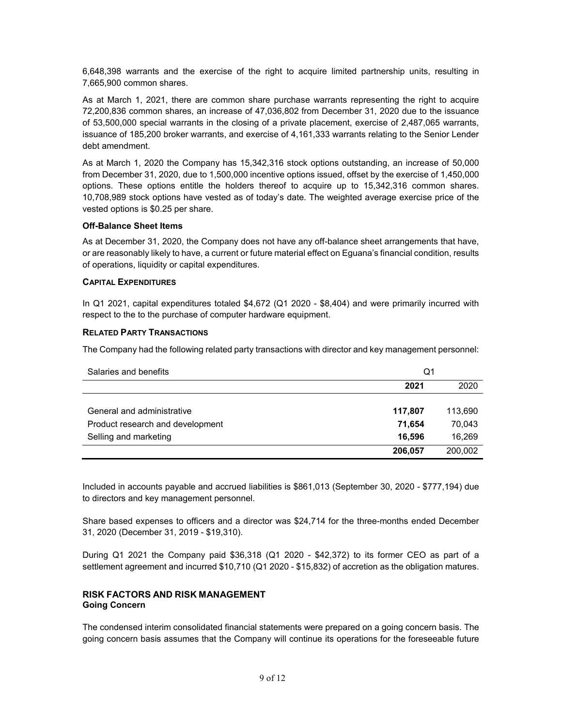6,648,398 warrants and the exercise of the right to acquire limited partnership units, resulting in 7,665,900 common shares.

As at March 1, 2021, there are common share purchase warrants representing the right to acquire 72,200,836 common shares, an increase of 47,036,802 from December 31, 2020 due to the issuance of 53,500,000 special warrants in the closing of a private placement, exercise of 2,487,065 warrants, issuance of 185,200 broker warrants, and exercise of 4,161,333 warrants relating to the Senior Lender debt amendment.

As at March 1, 2020 the Company has 15,342,316 stock options outstanding, an increase of 50,000 from December 31, 2020, due to 1,500,000 incentive options issued, offset by the exercise of 1,450,000 options. These options entitle the holders thereof to acquire up to 15,342,316 common shares. 10,708,989 stock options have vested as of today's date. The weighted average exercise price of the vested options is $0.25 per share.

**Off-Balance Sheet Items**

As at December 31, 2020, the Company does not have any off-balance sheet arrangements that have, or are reasonably likely to have, a current or future material effect on Eguana's financial condition, results of operations, liquidity or capital expenditures.

**CAPITAL EXPENDITURES**

In Q1 2021, capital expenditures totaled $4,672 (Q1 2020 - $8,404) and were primarily incurred with respect to the to the purchase of computer hardware equipment.

**RELATED PARTY TRANSACTIONS**

The Company had the following related party transactions with director and key management personnel:

| Salaries and benefits | Q1 | |
|---|---|---|
| | **2021** | 2020 |
| General and administrative | **117,807** | 113,690 |
| Product research and development | **71,654** | 70,043 |
| Selling and marketing | **16,596** | 16,269 |
| | **206,057** | 200,002 |

Included in accounts payable and accrued liabilities is $861,013 (September 30, 2020 - $777,194) due to directors and key management personnel.

Share based expenses to officers and a director was $24,714 for the three-months ended December 31, 2020 (December 31, 2019 - $19,310).

During Q1 2021 the Company paid $36,318 (Q1 2020 - $42,372) to its former CEO as part of a settlement agreement and incurred $10,710 (Q1 2020 - $15,832) of accretion as the obligation matures.

## RISK FACTORS AND RISK MANAGEMENT

**Going Concern**

The condensed interim consolidated financial statements were prepared on a going concern basis. The going concern basis assumes that the Company will continue its operations for the foreseeable future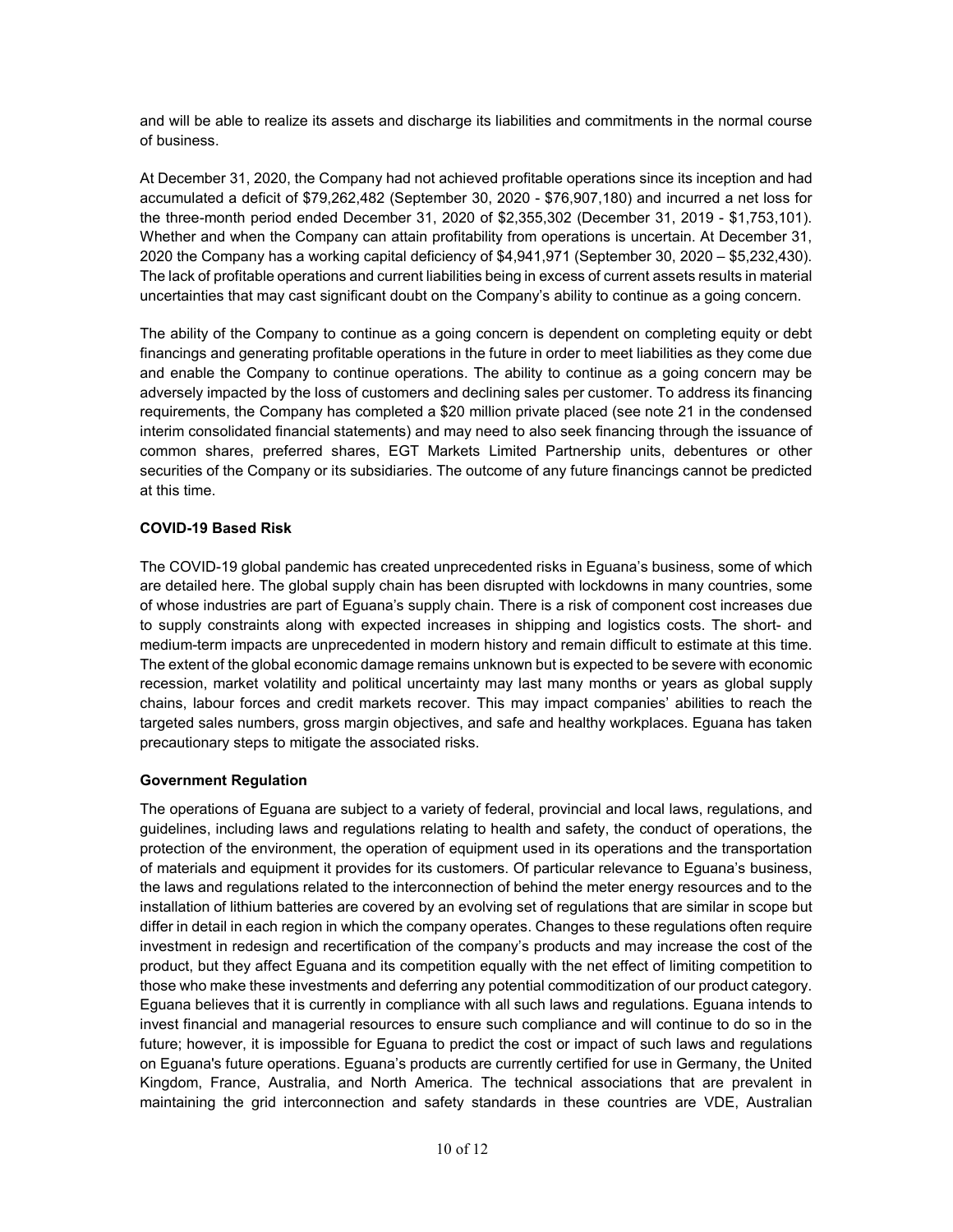and will be able to realize its assets and discharge its liabilities and commitments in the normal course of business.

At December 31, 2020, the Company had not achieved profitable operations since its inception and had accumulated a deficit of $79,262,482 (September 30, 2020 - $76,907,180) and incurred a net loss for the three-month period ended December 31, 2020 of $2,355,302 (December 31, 2019 - $1,753,101). Whether and when the Company can attain profitability from operations is uncertain. At December 31, 2020 the Company has a working capital deficiency of $4,941,971 (September 30, 2020 – $5,232,430). The lack of profitable operations and current liabilities being in excess of current assets results in material uncertainties that may cast significant doubt on the Company's ability to continue as a going concern.

The ability of the Company to continue as a going concern is dependent on completing equity or debt financings and generating profitable operations in the future in order to meet liabilities as they come due and enable the Company to continue operations. The ability to continue as a going concern may be adversely impacted by the loss of customers and declining sales per customer. To address its financing requirements, the Company has completed a $20 million private placed (see note 21 in the condensed interim consolidated financial statements) and may need to also seek financing through the issuance of common shares, preferred shares, EGT Markets Limited Partnership units, debentures or other securities of the Company or its subsidiaries. The outcome of any future financings cannot be predicted at this time.

**COVID-19 Based Risk**

The COVID-19 global pandemic has created unprecedented risks in Eguana's business, some of which are detailed here. The global supply chain has been disrupted with lockdowns in many countries, some of whose industries are part of Eguana's supply chain. There is a risk of component cost increases due to supply constraints along with expected increases in shipping and logistics costs. The short- and medium-term impacts are unprecedented in modern history and remain difficult to estimate at this time. The extent of the global economic damage remains unknown but is expected to be severe with economic recession, market volatility and political uncertainty may last many months or years as global supply chains, labour forces and credit markets recover. This may impact companies' abilities to reach the targeted sales numbers, gross margin objectives, and safe and healthy workplaces. Eguana has taken precautionary steps to mitigate the associated risks.

**Government Regulation**

The operations of Eguana are subject to a variety of federal, provincial and local laws, regulations, and guidelines, including laws and regulations relating to health and safety, the conduct of operations, the protection of the environment, the operation of equipment used in its operations and the transportation of materials and equipment it provides for its customers. Of particular relevance to Eguana's business, the laws and regulations related to the interconnection of behind the meter energy resources and to the installation of lithium batteries are covered by an evolving set of regulations that are similar in scope but differ in detail in each region in which the company operates. Changes to these regulations often require investment in redesign and recertification of the company's products and may increase the cost of the product, but they affect Eguana and its competition equally with the net effect of limiting competition to those who make these investments and deferring any potential commoditization of our product category. Eguana believes that it is currently in compliance with all such laws and regulations. Eguana intends to invest financial and managerial resources to ensure such compliance and will continue to do so in the future; however, it is impossible for Eguana to predict the cost or impact of such laws and regulations on Eguana's future operations. Eguana's products are currently certified for use in Germany, the United Kingdom, France, Australia, and North America. The technical associations that are prevalent in maintaining the grid interconnection and safety standards in these countries are VDE, Australian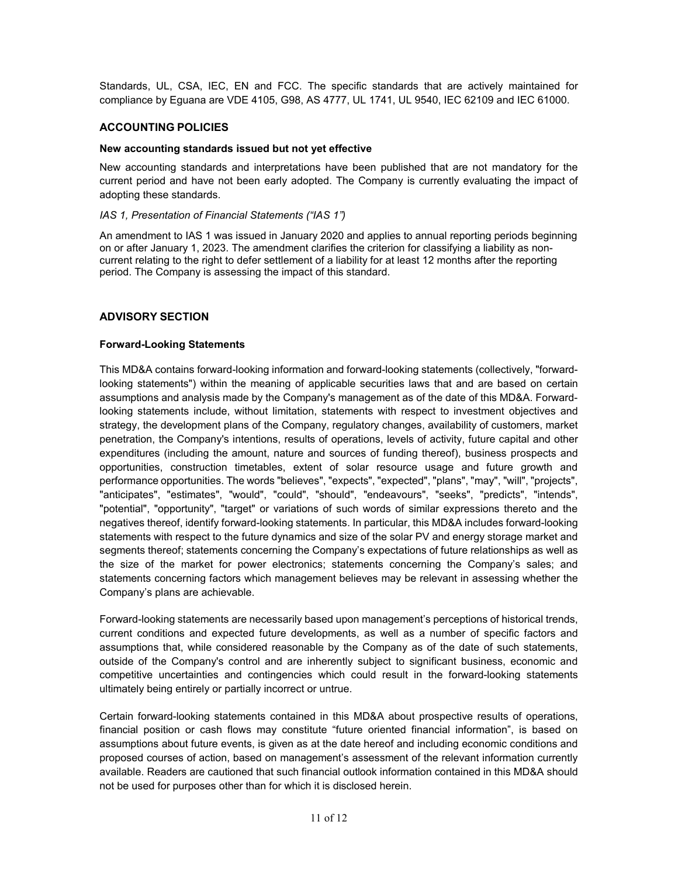Standards, UL, CSA, IEC, EN and FCC. The specific standards that are actively maintained for compliance by Eguana are VDE 4105, G98, AS 4777, UL 1741, UL 9540, IEC 62109 and IEC 61000.

## ACCOUNTING POLICIES

### New accounting standards issued but not yet effective

New accounting standards and interpretations have been published that are not mandatory for the current period and have not been early adopted. The Company is currently evaluating the impact of adopting these standards.

*IAS 1, Presentation of Financial Statements ("IAS 1")*

An amendment to IAS 1 was issued in January 2020 and applies to annual reporting periods beginning on or after January 1, 2023. The amendment clarifies the criterion for classifying a liability as non-current relating to the right to defer settlement of a liability for at least 12 months after the reporting period. The Company is assessing the impact of this standard.

## ADVISORY SECTION

### Forward-Looking Statements

This MD&A contains forward-looking information and forward-looking statements (collectively, "forward-looking statements") within the meaning of applicable securities laws that and are based on certain assumptions and analysis made by the Company's management as of the date of this MD&A. Forward-looking statements include, without limitation, statements with respect to investment objectives and strategy, the development plans of the Company, regulatory changes, availability of customers, market penetration, the Company's intentions, results of operations, levels of activity, future capital and other expenditures (including the amount, nature and sources of funding thereof), business prospects and opportunities, construction timetables, extent of solar resource usage and future growth and performance opportunities. The words "believes", "expects", "expected", "plans", "may", "will", "projects", "anticipates", "estimates", "would", "could", "should", "endeavours", "seeks", "predicts", "intends", "potential", "opportunity", "target" or variations of such words of similar expressions thereto and the negatives thereof, identify forward-looking statements. In particular, this MD&A includes forward-looking statements with respect to the future dynamics and size of the solar PV and energy storage market and segments thereof; statements concerning the Company's expectations of future relationships as well as the size of the market for power electronics; statements concerning the Company's sales; and statements concerning factors which management believes may be relevant in assessing whether the Company's plans are achievable.

Forward-looking statements are necessarily based upon management's perceptions of historical trends, current conditions and expected future developments, as well as a number of specific factors and assumptions that, while considered reasonable by the Company as of the date of such statements, outside of the Company's control and are inherently subject to significant business, economic and competitive uncertainties and contingencies which could result in the forward-looking statements ultimately being entirely or partially incorrect or untrue.

Certain forward-looking statements contained in this MD&A about prospective results of operations, financial position or cash flows may constitute "future oriented financial information", is based on assumptions about future events, is given as at the date hereof and including economic conditions and proposed courses of action, based on management's assessment of the relevant information currently available. Readers are cautioned that such financial outlook information contained in this MD&A should not be used for purposes other than for which it is disclosed herein.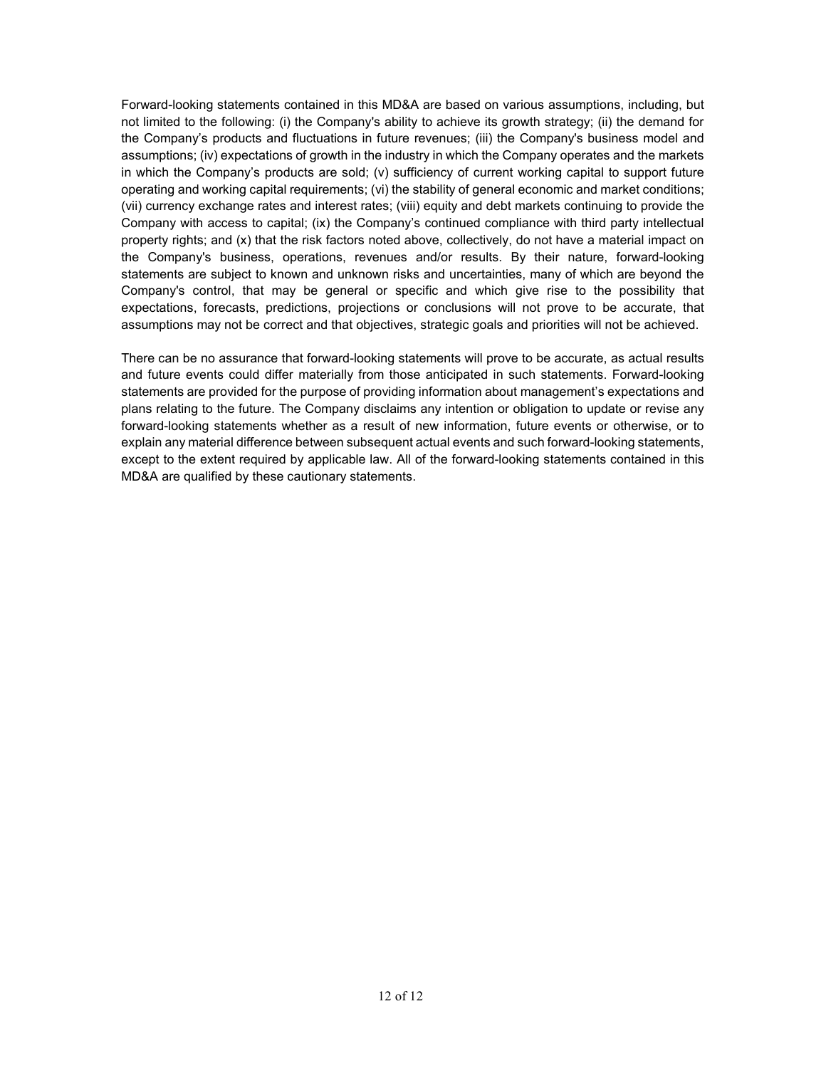Forward-looking statements contained in this MD&A are based on various assumptions, including, but not limited to the following: (i) the Company's ability to achieve its growth strategy; (ii) the demand for the Company's products and fluctuations in future revenues; (iii) the Company's business model and assumptions; (iv) expectations of growth in the industry in which the Company operates and the markets in which the Company's products are sold; (v) sufficiency of current working capital to support future operating and working capital requirements; (vi) the stability of general economic and market conditions; (vii) currency exchange rates and interest rates; (viii) equity and debt markets continuing to provide the Company with access to capital; (ix) the Company's continued compliance with third party intellectual property rights; and (x) that the risk factors noted above, collectively, do not have a material impact on the Company's business, operations, revenues and/or results. By their nature, forward-looking statements are subject to known and unknown risks and uncertainties, many of which are beyond the Company's control, that may be general or specific and which give rise to the possibility that expectations, forecasts, predictions, projections or conclusions will not prove to be accurate, that assumptions may not be correct and that objectives, strategic goals and priorities will not be achieved.

There can be no assurance that forward-looking statements will prove to be accurate, as actual results and future events could differ materially from those anticipated in such statements. Forward-looking statements are provided for the purpose of providing information about management's expectations and plans relating to the future. The Company disclaims any intention or obligation to update or revise any forward-looking statements whether as a result of new information, future events or otherwise, or to explain any material difference between subsequent actual events and such forward-looking statements, except to the extent required by applicable law. All of the forward-looking statements contained in this MD&A are qualified by these cautionary statements.